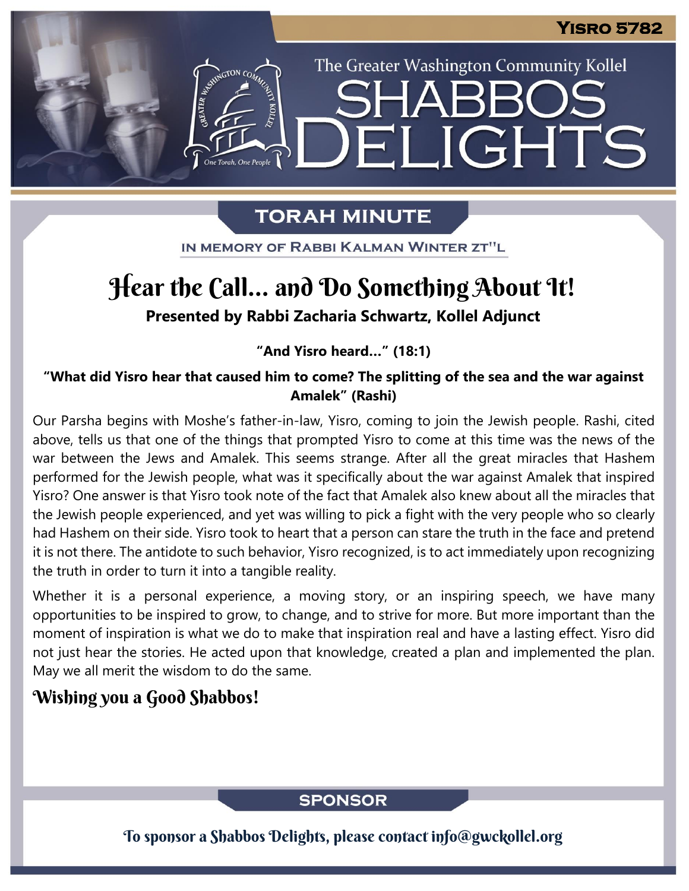Yisro 5782

The Greater Washington Community Kollel

# SHABBOS DELIGHTS

## TORAH MINUTE

IN MEMORY OF RABBI KALMAN WINTER ZT"L

# Hear the Call... and Do Something About It!

**Presented by Rabbi Zacharia Schwartz, Kollel Adjunct**

**"And Yisro heard..." (18:1)**

**"What did Yisro hear that caused him to come? The splitting of the sea and the war against Amalek" (Rashi)**

Our Parsha begins with Moshe's father-in-law, Yisro, coming to join the Jewish people. Rashi, cited above, tells us that one of the things that prompted Yisro to come at this time was the news of the war between the Jews and Amalek. This seems strange. After all the great miracles that Hashem performed for the Jewish people, what was it specifically about the war against Amalek that inspired Yisro? One answer is that Yisro took note of the fact that Amalek also knew about all the miracles that the Jewish people experienced, and yet was willing to pick a fight with the very people who so clearly had Hashem on their side. Yisro took to heart that a person can stare the truth in the face and pretend it is not there. The antidote to such behavior, Yisro recognized, is to act immediately upon recognizing the truth in order to turn it into a tangible reality.

Whether it is a personal experience, a moving story, or an inspiring speech, we have many opportunities to be inspired to grow, to change, and to strive for more. But more important than the moment of inspiration is what we do to make that inspiration real and have a lasting effect. Yisro did not just hear the stories. He acted upon that knowledge, created a plan and implemented the plan. May we all merit the wisdom to do the same.

**Wishing you a Good Shabbos!**

## SPONSOR

To sponsor a Shabbos Delights, please contact info@gwckollel.org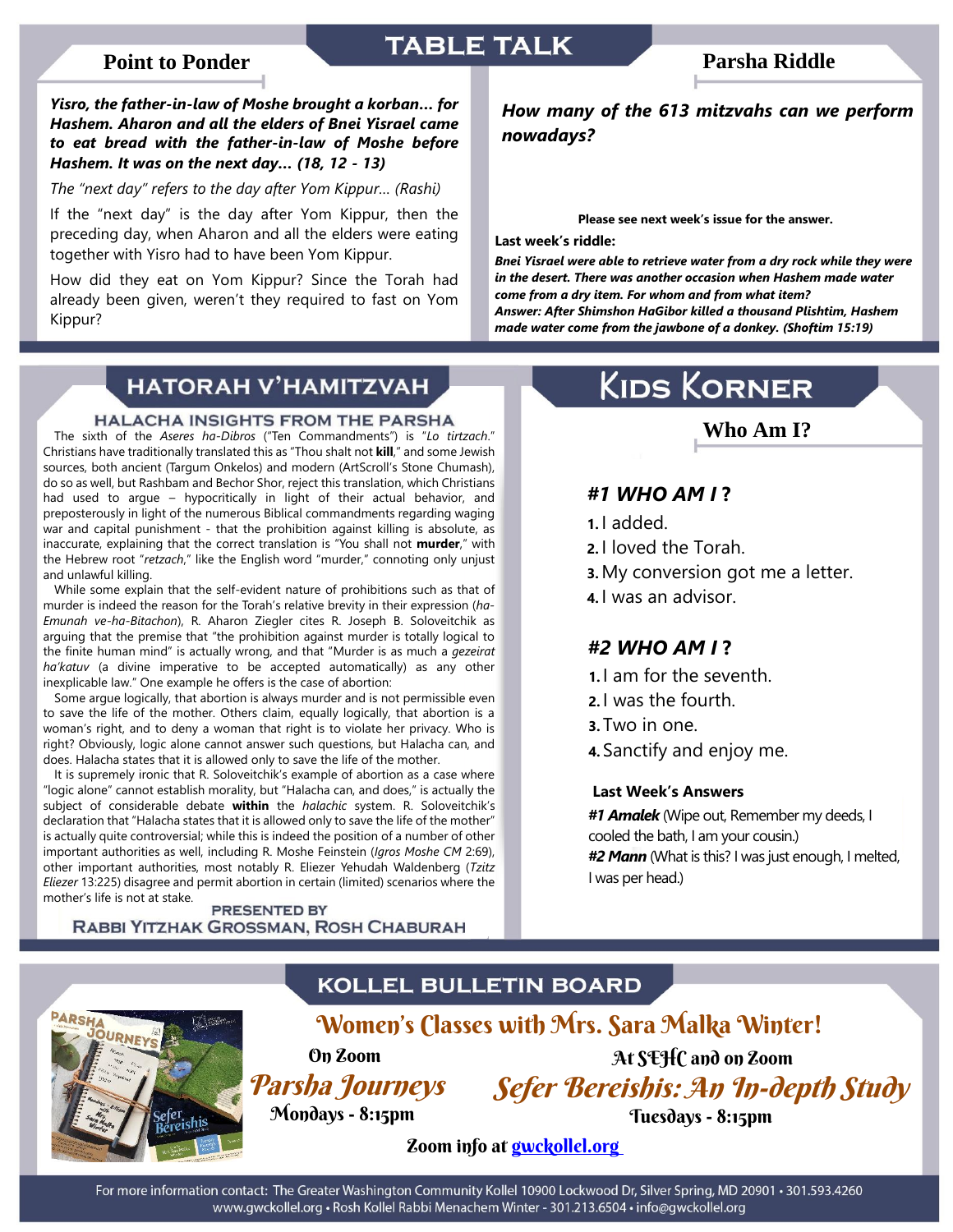# TABLE TALK

## Point to Ponder

***Yisro, the father-in-law of Moshe brought a korban... for Hashem. Aharon and all the elders of Bnei Yisrael came to eat bread with the father-in-law of Moshe before Hashem. It was on the next day... (18, 12 - 13)***

*The "next day" refers to the day after Yom Kippur... (Rashi)*

If the "next day" is the day after Yom Kippur, then the preceding day, when Aharon and all the elders were eating together with Yisro had to have been Yom Kippur.

How did they eat on Yom Kippur? Since the Torah had already been given, weren't they required to fast on Yom Kippur?

## Parsha Riddle

***How many of the 613 mitzvahs can we perform nowadays?***

**Please see next week's issue for the answer.**

**Last week's riddle:**

***Bnei Yisrael were able to retrieve water from a dry rock while they were in the desert. There was another occasion when Hashem made water come from a dry item. For whom and from what item?***
***Answer: After Shimshon HaGibor killed a thousand Plishtim, Hashem made water come from the jawbone of a donkey. (Shoftim 15:19)***

# HATORAH V'HAMITZVAH

## HALACHA INSIGHTS FROM THE PARSHA

The sixth of the *Aseres ha-Dibros* ("Ten Commandments") is "*Lo tirtzach*." Christians have traditionally translated this as "Thou shalt not **kill**," and some Jewish sources, both ancient (Targum Onkelos) and modern (ArtScroll's Stone Chumash), do so as well, but Rashbam and Bechor Shor, reject this translation, which Christians had used to argue – hypocritically in light of their actual behavior, and preposterously in light of the numerous Biblical commandments regarding waging war and capital punishment - that the prohibition against killing is absolute, as inaccurate, explaining that the correct translation is "You shall not **murder**," with the Hebrew root "*retzach*," like the English word "murder," connoting only unjust and unlawful killing.

While some explain that the self-evident nature of prohibitions such as that of murder is indeed the reason for the Torah's relative brevity in their expression (*ha-Emunah ve-ha-Bitachon*), R. Aharon Ziegler cites R. Joseph B. Soloveitchik as arguing that the premise that "the prohibition against murder is totally logical to the finite human mind" is actually wrong, and that "Murder is as much a *gezeirat ha'katuv* (a divine imperative to be accepted automatically) as any other inexplicable law." One example he offers is the case of abortion:

Some argue logically, that abortion is always murder and is not permissible even to save the life of the mother. Others claim, equally logically, that abortion is a woman's right, and to deny a woman that right is to violate her privacy. Who is right? Obviously, logic alone cannot answer such questions, but Halacha can, and does. Halacha states that it is allowed only to save the life of the mother.

It is supremely ironic that R. Soloveitchik's example of abortion as a case where "logic alone" cannot establish morality, but "Halacha can, and does," is actually the subject of considerable debate **within** the *halachic* system. R. Soloveitchik's declaration that "Halacha states that it is allowed only to save the life of the mother" is actually quite controversial; while this is indeed the position of a number of other important authorities as well, including R. Moshe Feinstein (*Igros Moshe CM* 2:69), other important authorities, most notably R. Eliezer Yehudah Waldenberg (*Tzitz Eliezer* 13:225) disagree and permit abortion in certain (limited) scenarios where the mother's life is not at stake.

PRESENTED BY
RABBI YITZHAK GROSSMAN, ROSH CHABURAH

# KIDS KORNER

## Who Am I?

### #1 WHO AM I ?

1. I added.
2. I loved the Torah.
3. My conversion got me a letter.
4. I was an advisor.

### #2 WHO AM I ?

1. I am for the seventh.
2. I was the fourth.
3. Two in one.
4. Sanctify and enjoy me.

**Last Week's Answers**

***#1 Amalek*** (Wipe out, Remember my deeds, I cooled the bath, I am your cousin.)
***#2 Mann*** (What is this? I was just enough, I melted, I was per head.)

# KOLLEL BULLETIN BOARD

## Women's Classes with Mrs. Sara Malka Winter!

On Zoom
**Parsha Journeys**
Mondays - 8:15pm

At SEHC and on Zoom
**Sefer Bereishis: An In-depth Study**
Tuesdays - 8:15pm

Zoom info at gwckollel.org

For more information contact: The Greater Washington Community Kollel 10900 Lockwood Dr, Silver Spring, MD 20901 • 301.593.4260
www.gwckollel.org • Rosh Kollel Rabbi Menachem Winter - 301.213.6504 • info@gwckollel.org